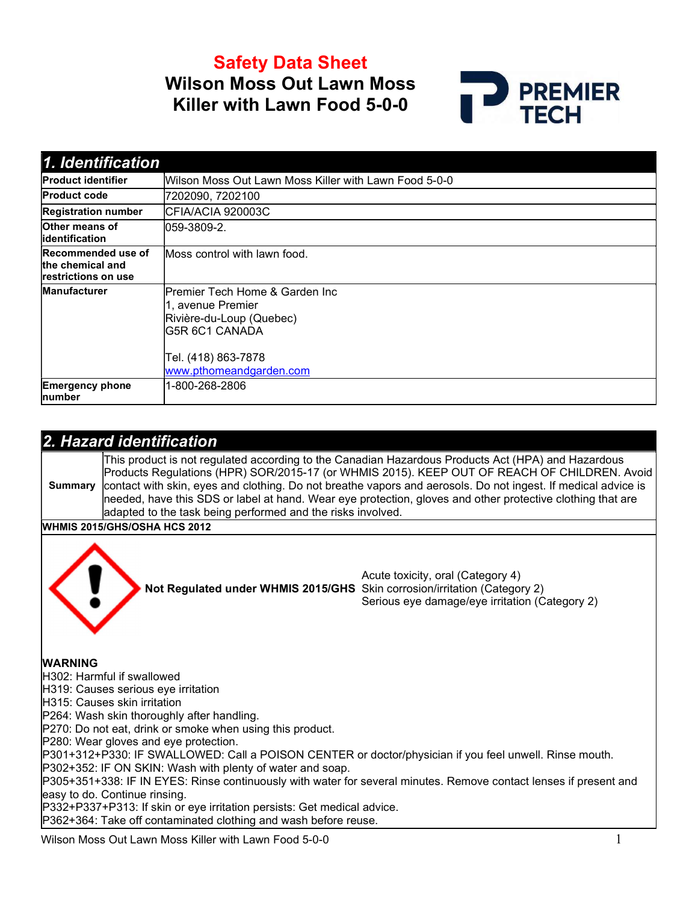# Safety Data Sheet

# Wilson Moss Out Lawn Moss Killer with Lawn Food 5-0-0

## 1. Identification

| | |
|---|---|
| **Product identifier** | Wilson Moss Out Lawn Moss Killer with Lawn Food 5-0-0 |
| **Product code** | 7202090, 7202100 |
| **Registration number** | CFIA/ACIA 920003C |
| **Other means of identification** | 059-3809-2. |
| **Recommended use of the chemical and restrictions on use** | Moss control with lawn food. |
| **Manufacturer** | Premier Tech Home & Garden Inc<br>1, avenue Premier<br>Rivière-du-Loup (Quebec)<br>G5R 6C1 CANADA<br><br>Tel. (418) 863-7878<br>www.pthomeandgarden.com |
| **Emergency phone number** | 1-800-268-2806 |

## 2. Hazard identification

| | |
|---|---|
| **Summary** | This product is not regulated according to the Canadian Hazardous Products Act (HPA) and Hazardous Products Regulations (HPR) SOR/2015-17 (or WHMIS 2015). KEEP OUT OF REACH OF CHILDREN. Avoid contact with skin, eyes and clothing. Do not breathe vapors and aerosols. Do not ingest. If medical advice is needed, have this SDS or label at hand. Wear eye protection, gloves and other protective clothing that are adapted to the task being performed and the risks involved. |

**WHMIS 2015/GHS/OSHA HCS 2012**

**Not Regulated under WHMIS 2015/GHS**

Acute toxicity, oral (Category 4)
Skin corrosion/irritation (Category 2)
Serious eye damage/eye irritation (Category 2)

**WARNING**

H302: Harmful if swallowed
H319: Causes serious eye irritation
H315: Causes skin irritation
P264: Wash skin thoroughly after handling.
P270: Do not eat, drink or smoke when using this product.
P280: Wear gloves and eye protection.
P301+312+P330: IF SWALLOWED: Call a POISON CENTER or doctor/physician if you feel unwell. Rinse mouth.
P302+352: IF ON SKIN: Wash with plenty of water and soap.
P305+351+338: IF IN EYES: Rinse continuously with water for several minutes. Remove contact lenses if present and easy to do. Continue rinsing.
P332+P337+P313: If skin or eye irritation persists: Get medical advice.
P362+364: Take off contaminated clothing and wash before reuse.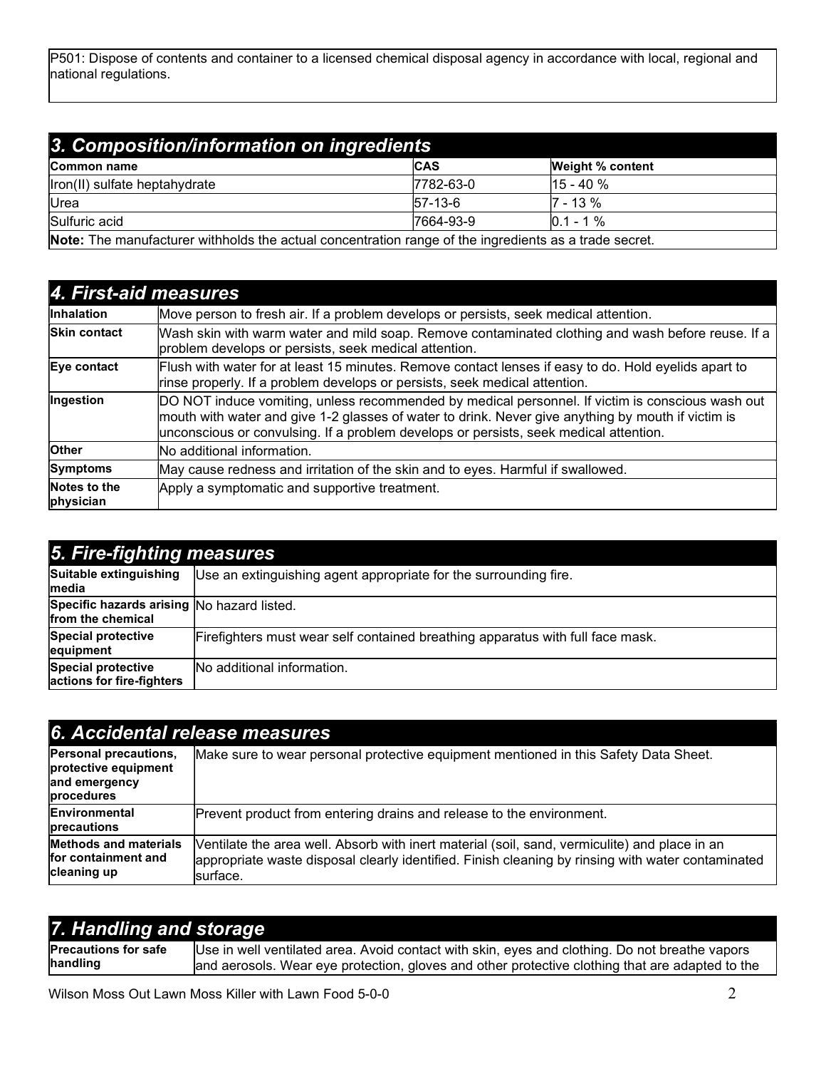P501: Dispose of contents and container to a licensed chemical disposal agency in accordance with local, regional and national regulations.

## 3. Composition/information on ingredients

| Common name | CAS | Weight % content |
|---|---|---|
| Iron(II) sulfate heptahydrate | 7782-63-0 | 15 - 40 % |
| Urea | 57-13-6 | 7 - 13 % |
| Sulfuric acid | 7664-93-9 | 0.1 - 1 % |

**Note:** The manufacturer withholds the actual concentration range of the ingredients as a trade secret.

## 4. First-aid measures

| | |
|---|---|
| **Inhalation** | Move person to fresh air. If a problem develops or persists, seek medical attention. |
| **Skin contact** | Wash skin with warm water and mild soap. Remove contaminated clothing and wash before reuse. If a problem develops or persists, seek medical attention. |
| **Eye contact** | Flush with water for at least 15 minutes. Remove contact lenses if easy to do. Hold eyelids apart to rinse properly. If a problem develops or persists, seek medical attention. |
| **Ingestion** | DO NOT induce vomiting, unless recommended by medical personnel. If victim is conscious wash out mouth with water and give 1-2 glasses of water to drink. Never give anything by mouth if victim is unconscious or convulsing. If a problem develops or persists, seek medical attention. |
| **Other** | No additional information. |
| **Symptoms** | May cause redness and irritation of the skin and to eyes. Harmful if swallowed. |
| **Notes to the physician** | Apply a symptomatic and supportive treatment. |

## 5. Fire-fighting measures

| | |
|---|---|
| **Suitable extinguishing media** | Use an extinguishing agent appropriate for the surrounding fire. |
| **Specific hazards arising from the chemical** | No hazard listed. |
| **Special protective equipment** | Firefighters must wear self contained breathing apparatus with full face mask. |
| **Special protective actions for fire-fighters** | No additional information. |

## 6. Accidental release measures

| | |
|---|---|
| **Personal precautions, protective equipment and emergency procedures** | Make sure to wear personal protective equipment mentioned in this Safety Data Sheet. |
| **Environmental precautions** | Prevent product from entering drains and release to the environment. |
| **Methods and materials for containment and cleaning up** | Ventilate the area well. Absorb with inert material (soil, sand, vermiculite) and place in an appropriate waste disposal clearly identified. Finish cleaning by rinsing with water contaminated surface. |

## 7. Handling and storage

| | |
|---|---|
| **Precautions for safe handling** | Use in well ventilated area. Avoid contact with skin, eyes and clothing. Do not breathe vapors and aerosols. Wear eye protection, gloves and other protective clothing that are adapted to the |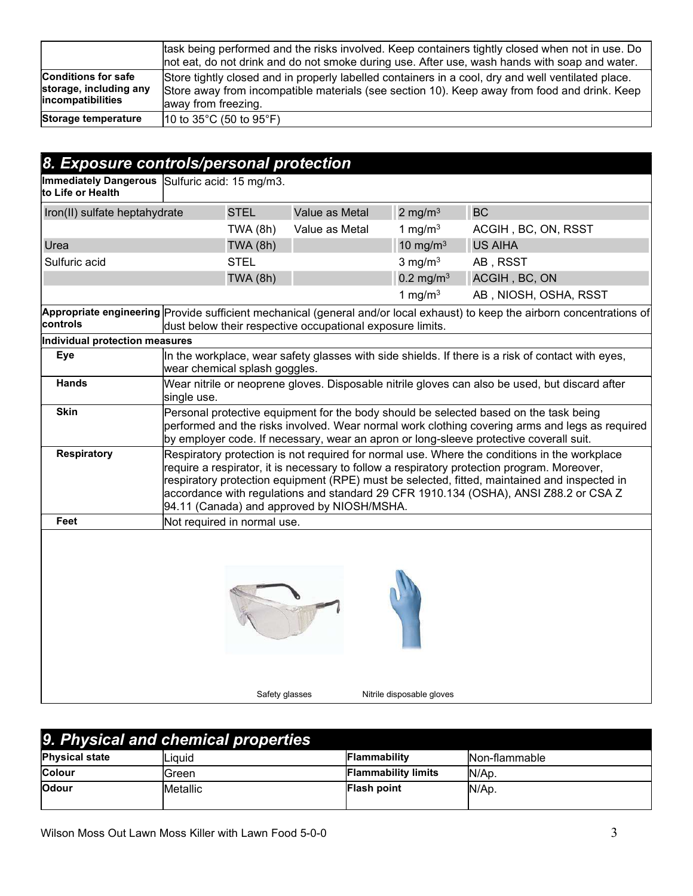| | |
|---|---|
| | task being performed and the risks involved. Keep containers tightly closed when not in use. Do not eat, do not drink and do not smoke during use. After use, wash hands with soap and water. |
| **Conditions for safe storage, including any incompatibilities** | Store tightly closed and in properly labelled containers in a cool, dry and well ventilated place. Store away from incompatible materials (see section 10). Keep away from food and drink. Keep away from freezing. |
| **Storage temperature** | 10 to 35°C (50 to 95°F) |

## 8. Exposure controls/personal protection

| | |
|---|---|
| **Immediately Dangerous to Life or Health** | Sulfuric acid: 15 mg/m3. |

| Substance | Type | Note | Value | Source |
|---|---|---|---|---|
| Iron(II) sulfate heptahydrate | STEL | Value as Metal | 2 mg/m$^3$ | BC |
| | TWA (8h) | Value as Metal | 1 mg/m$^3$ | ACGIH , BC, ON, RSST |
| Urea | TWA (8h) | | 10 mg/m$^3$ | US AIHA |
| Sulfuric acid | STEL | | 3 mg/m$^3$ | AB , RSST |
| | TWA (8h) | | 0.2 mg/m$^3$ | ACGIH , BC, ON |
| | | | 1 mg/m$^3$ | AB , NIOSH, OSHA, RSST |

| | |
|---|---|
| **Appropriate engineering controls** | Provide sufficient mechanical (general and/or local exhaust) to keep the airborn concentrations of dust below their respective occupational exposure limits. |
| **Individual protection measures** | |
| **Eye** | In the workplace, wear safety glasses with side shields. If there is a risk of contact with eyes, wear chemical splash goggles. |
| **Hands** | Wear nitrile or neoprene gloves. Disposable nitrile gloves can also be used, but discard after single use. |
| **Skin** | Personal protective equipment for the body should be selected based on the task being performed and the risks involved. Wear normal work clothing covering arms and legs as required by employer code. If necessary, wear an apron or long-sleeve protective coverall suit. |
| **Respiratory** | Respiratory protection is not required for normal use. Where the conditions in the workplace require a respirator, it is necessary to follow a respiratory protection program. Moreover, respiratory protection equipment (RPE) must be selected, fitted, maintained and inspected in accordance with regulations and standard 29 CFR 1910.134 (OSHA), ANSI Z88.2 or CSA Z 94.11 (Canada) and approved by NIOSH/MSHA. |
| **Feet** | Not required in normal use. |

Safety glasses

Nitrile disposable gloves

## 9. Physical and chemical properties

| | | | |
|---|---|---|---|
| **Physical state** | Liquid | **Flammability** | Non-flammable |
| **Colour** | Green | **Flammability limits** | N/Ap. |
| **Odour** | Metallic | **Flash point** | N/Ap. |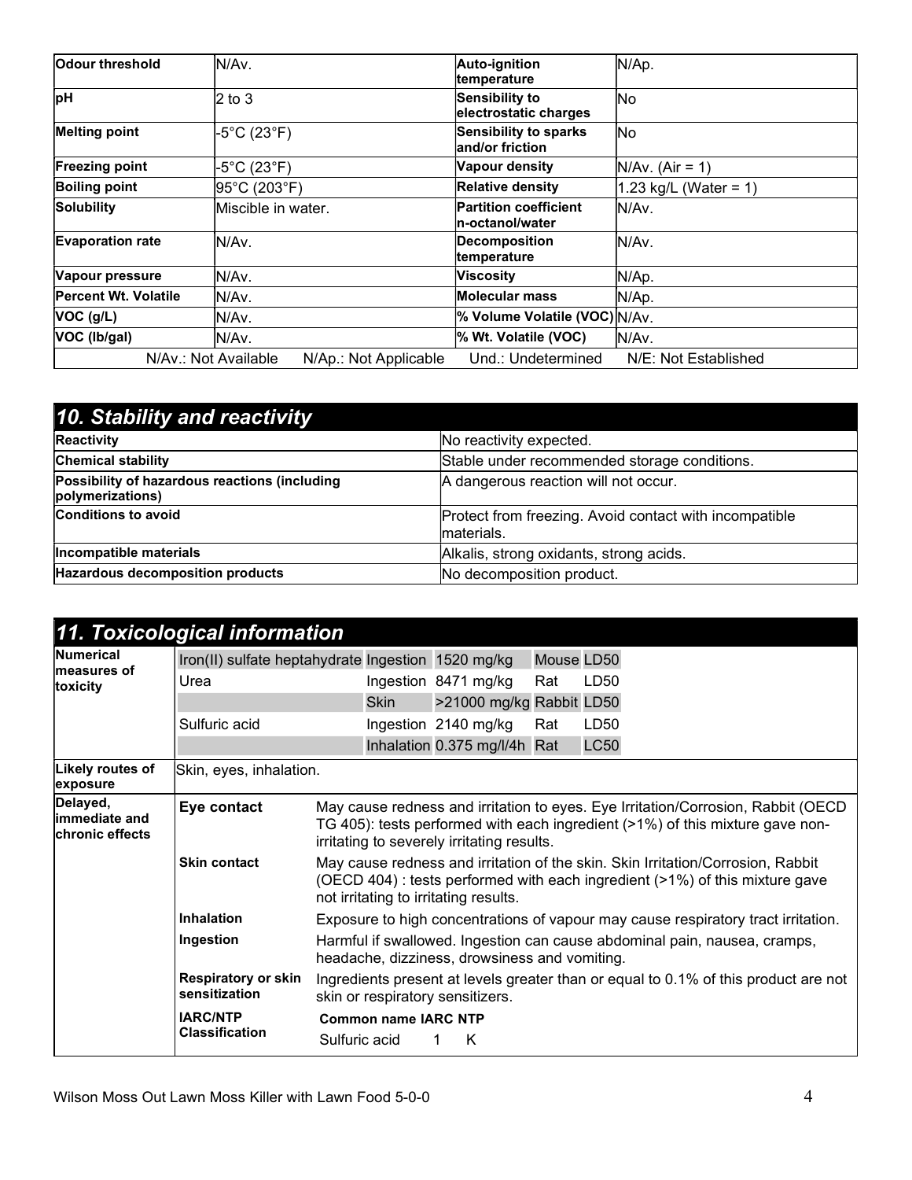| | | | |
|---|---|---|---|
| **Odour threshold** | N/Av. | **Auto-ignition temperature** | N/Ap. |
| **pH** | 2 to 3 | **Sensibility to electrostatic charges** | No |
| **Melting point** | -5°C (23°F) | **Sensibility to sparks and/or friction** | No |
| **Freezing point** | -5°C (23°F) | **Vapour density** | N/Av. (Air = 1) |
| **Boiling point** | 95°C (203°F) | **Relative density** | 1.23 kg/L (Water = 1) |
| **Solubility** | Miscible in water. | **Partition coefficient n-octanol/water** | N/Av. |
| **Evaporation rate** | N/Av. | **Decomposition temperature** | N/Av. |
| **Vapour pressure** | N/Av. | **Viscosity** | N/Ap. |
| **Percent Wt. Volatile** | N/Av. | **Molecular mass** | N/Ap. |
| **VOC (g/L)** | N/Av. | **% Volume Volatile (VOC)** | N/Av. |
| **VOC (lb/gal)** | N/Av. | **% Wt. Volatile (VOC)** | N/Av. |

N/Av.: Not Available N/Ap.: Not Applicable Und.: Undetermined N/E: Not Established

## *10. Stability and reactivity*

| | |
|---|---|
| **Reactivity** | No reactivity expected. |
| **Chemical stability** | Stable under recommended storage conditions. |
| **Possibility of hazardous reactions (including polymerizations)** | A dangerous reaction will not occur. |
| **Conditions to avoid** | Protect from freezing. Avoid contact with incompatible materials. |
| **Incompatible materials** | Alkalis, strong oxidants, strong acids. |
| **Hazardous decomposition products** | No decomposition product. |

## *11. Toxicological information*

**Numerical measures of toxicity**

| Ingredient | Route | Value | Species | Test |
|---|---|---|---|---|
| Iron(II) sulfate heptahydrate | Ingestion | 1520 mg/kg | Mouse | LD50 |
| Urea | Ingestion | 8471 mg/kg | Rat | LD50 |
| | Skin | >21000 mg/kg | Rabbit | LD50 |
| Sulfuric acid | Ingestion | 2140 mg/kg | Rat | LD50 |
| | Inhalation | 0.375 mg/l/4h | Rat | LC50 |

**Likely routes of exposure:** Skin, eyes, inhalation.

**Delayed, immediate and chronic effects**

| | |
|---|---|
| **Eye contact** | May cause redness and irritation to eyes. Eye Irritation/Corrosion, Rabbit (OECD TG 405): tests performed with each ingredient (>1%) of this mixture gave non-irritating to severely irritating results. |
| **Skin contact** | May cause redness and irritation of the skin. Skin Irritation/Corrosion, Rabbit (OECD 404) : tests performed with each ingredient (>1%) of this mixture gave not irritating to irritating results. |
| **Inhalation** | Exposure to high concentrations of vapour may cause respiratory tract irritation. |
| **Ingestion** | Harmful if swallowed. Ingestion can cause abdominal pain, nausea, cramps, headache, dizziness, drowsiness and vomiting. |
| **Respiratory or skin sensitization** | Ingredients present at levels greater than or equal to 0.1% of this product are not skin or respiratory sensitizers. |
| **IARC/NTP Classification** | **Common name IARC NTP**<br>Sulfuric acid 1 K |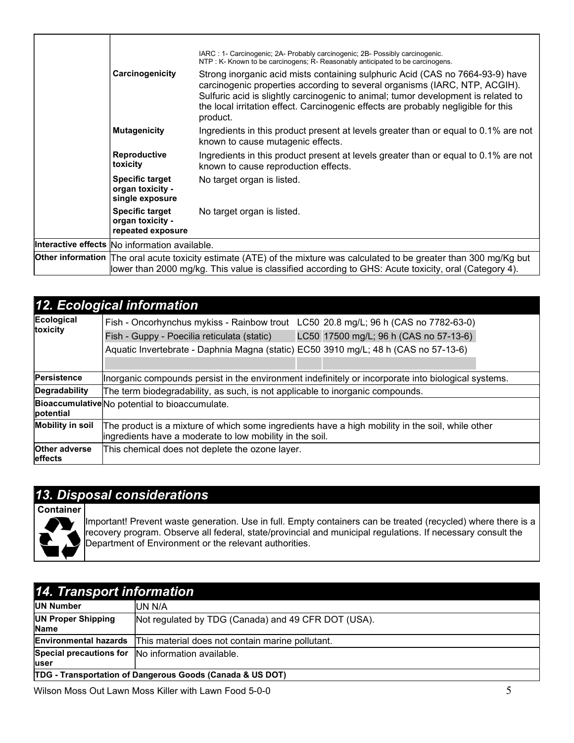| | | |
|---|---|---|
| | | IARC : 1- Carcinogenic; 2A- Probably carcinogenic; 2B- Possibly carcinogenic. NTP : K- Known to be carcinogens; R- Reasonably anticipated to be carcinogens. |
| | **Carcinogenicity** | Strong inorganic acid mists containing sulphuric Acid (CAS no 7664-93-9) have carcinogenic properties according to several organisms (IARC, NTP, ACGIH). Sulfuric acid is slightly carcinogenic to animal; tumor development is related to the local irritation effect. Carcinogenic effects are probably negligible for this product. |
| | **Mutagenicity** | Ingredients in this product present at levels greater than or equal to 0.1% are not known to cause mutagenic effects. |
| | **Reproductive toxicity** | Ingredients in this product present at levels greater than or equal to 0.1% are not known to cause reproduction effects. |
| | **Specific target organ toxicity - single exposure** | No target organ is listed. |
| | **Specific target organ toxicity - repeated exposure** | No target organ is listed. |
| **Interactive effects** | No information available. | |
| **Other information** | The oral acute toxicity estimate (ATE) of the mixture was calculated to be greater than 300 mg/Kg but lower than 2000 mg/kg. This value is classified according to GHS: Acute toxicity, oral (Category 4). | |

## 12. Ecological information

| | | | |
|---|---|---|---|
| **Ecological toxicity** | Fish - Oncorhynchus mykiss - Rainbow trout | LC50 | 20.8 mg/L; 96 h (CAS no 7782-63-0) |
| | Fish - Guppy - Poecilia reticulata (static) | LC50 | 17500 mg/L; 96 h (CAS no 57-13-6) |
| | Aquatic Invertebrate - Daphnia Magna (static) | EC50 | 3910 mg/L; 48 h (CAS no 57-13-6) |
| | | | |
| **Persistence** | Inorganic compounds persist in the environment indefinitely or incorporate into biological systems. | | |
| **Degradability** | The term biodegradability, as such, is not applicable to inorganic compounds. | | |
| **Bioaccumulative potential** | No potential to bioaccumulate. | | |
| **Mobility in soil** | The product is a mixture of which some ingredients have a high mobility in the soil, while other ingredients have a moderate to low mobility in the soil. | | |
| **Other adverse effects** | This chemical does not deplete the ozone layer. | | |

## 13. Disposal considerations

| | |
|---|---|
| **Container** | Important! Prevent waste generation. Use in full. Empty containers can be treated (recycled) where there is a recovery program. Observe all federal, state/provincial and municipal regulations. If necessary consult the Department of Environment or the relevant authorities. |

## 14. Transport information

| | |
|---|---|
| **UN Number** | UN N/A |
| **UN Proper Shipping Name** | Not regulated by TDG (Canada) and 49 CFR DOT (USA). |
| **Environmental hazards** | This material does not contain marine pollutant. |
| **Special precautions for user** | No information available. |
| **TDG - Transportation of Dangerous Goods (Canada & US DOT)** | |

Wilson Moss Out Lawn Moss Killer with Lawn Food 5-0-0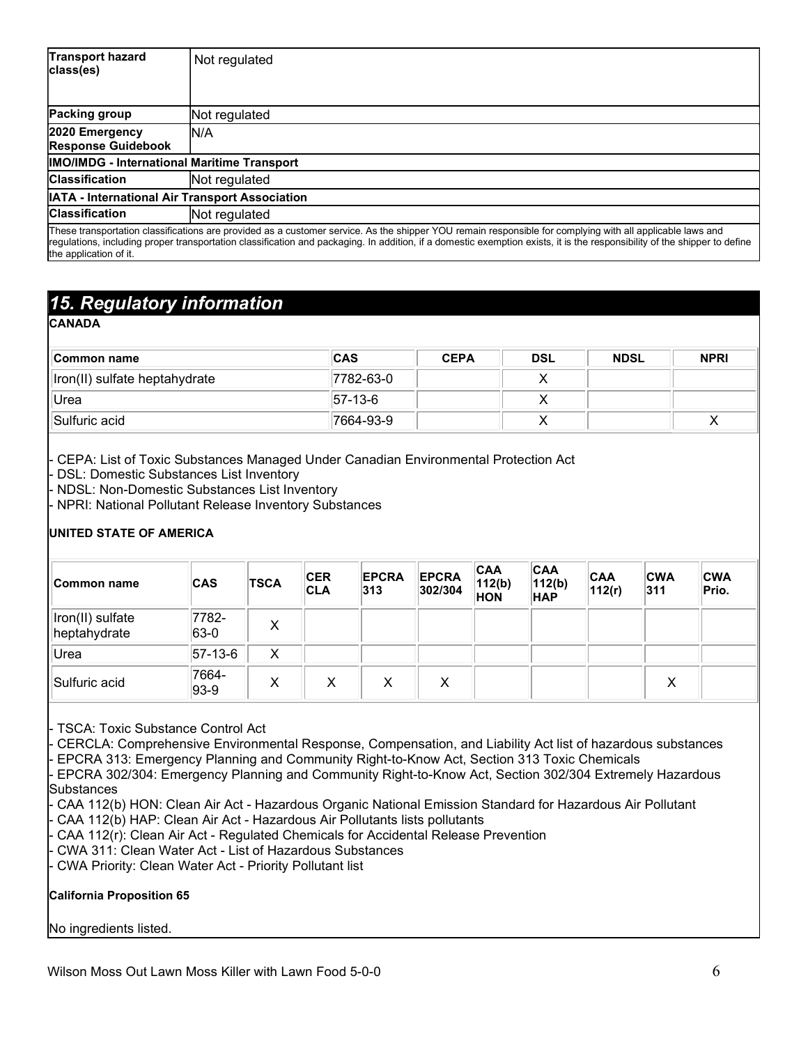| Transport hazard class(es) | Not regulated |
|---|---|
| Packing group | Not regulated |
| 2020 Emergency Response Guidebook | N/A |
| **IMO/IMDG - International Maritime Transport** | |
| Classification | Not regulated |
| **IATA - International Air Transport Association** | |
| Classification | Not regulated |

These transportation classifications are provided as a customer service. As the shipper YOU remain responsible for complying with all applicable laws and regulations, including proper transportation classification and packaging. In addition, if a domestic exemption exists, it is the responsibility of the shipper to define the application of it.

## *15. Regulatory information*

**CANADA**

| Common name | CAS | CEPA | DSL | NDSL | NPRI |
|---|---|---|---|---|---|
| Iron(II) sulfate heptahydrate | 7782-63-0 | | X | | |
| Urea | 57-13-6 | | X | | |
| Sulfuric acid | 7664-93-9 | | X | | X |

- CEPA: List of Toxic Substances Managed Under Canadian Environmental Protection Act
- DSL: Domestic Substances List Inventory
- NDSL: Non-Domestic Substances List Inventory
- NPRI: National Pollutant Release Inventory Substances

**UNITED STATE OF AMERICA**

| Common name | CAS | TSCA | CERCLA | EPCRA 313 | EPCRA 302/304 | CAA 112(b) HON | CAA 112(b) HAP | CAA 112(r) | CWA 311 | CWA Prio. |
|---|---|---|---|---|---|---|---|---|---|---|
| Iron(II) sulfate heptahydrate | 7782-63-0 | X | | | | | | | | |
| Urea | 57-13-6 | X | | | | | | | | |
| Sulfuric acid | 7664-93-9 | X | X | X | X | | | | X | |

- TSCA: Toxic Substance Control Act
- CERCLA: Comprehensive Environmental Response, Compensation, and Liability Act list of hazardous substances
- EPCRA 313: Emergency Planning and Community Right-to-Know Act, Section 313 Toxic Chemicals
- EPCRA 302/304: Emergency Planning and Community Right-to-Know Act, Section 302/304 Extremely Hazardous Substances
- CAA 112(b) HON: Clean Air Act - Hazardous Organic National Emission Standard for Hazardous Air Pollutant
- CAA 112(b) HAP: Clean Air Act - Hazardous Air Pollutants lists pollutants
- CAA 112(r): Clean Air Act - Regulated Chemicals for Accidental Release Prevention
- CWA 311: Clean Water Act - List of Hazardous Substances
- CWA Priority: Clean Water Act - Priority Pollutant list

**California Proposition 65**

No ingredients listed.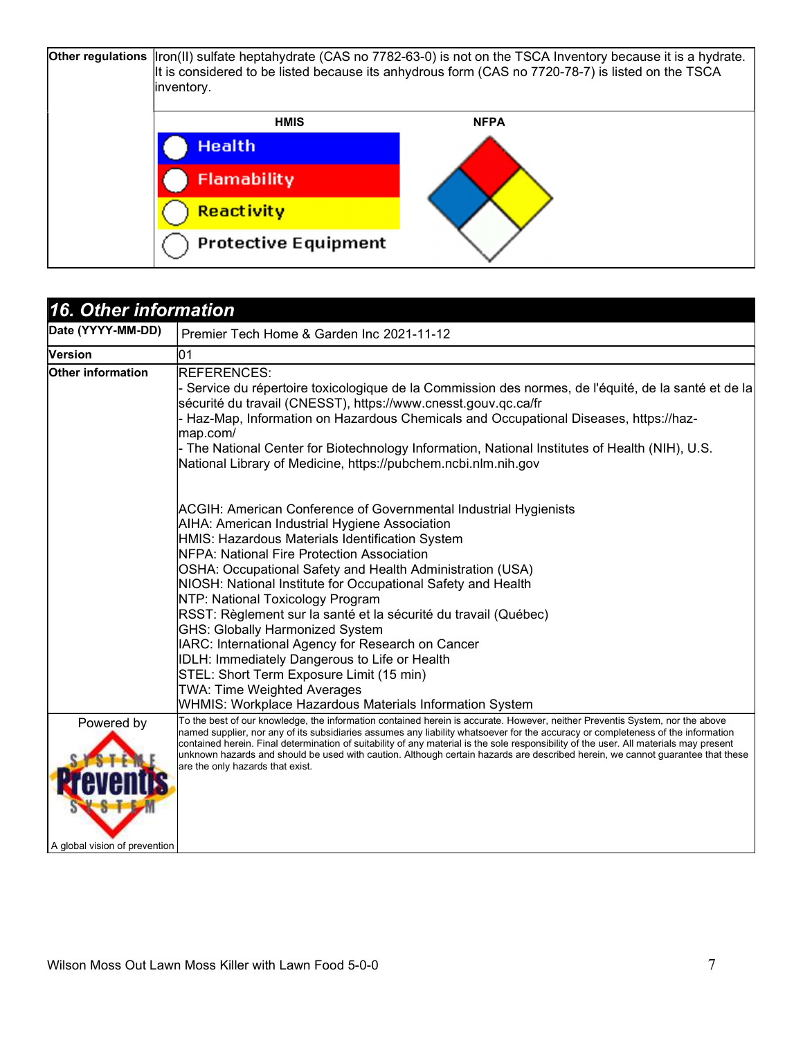| | |
|---|---|
| **Other regulations** | Iron(II) sulfate heptahydrate (CAS no 7782-63-0) is not on the TSCA Inventory because it is a hydrate. It is considered to be listed because its anhydrous form (CAS no 7720-78-7) is listed on the TSCA inventory. |
| | **HMIS** Health / Flamability / Reactivity / Protective Equipment  **NFPA** |

## 16. Other information

| | |
|---|---|
| **Date (YYYY-MM-DD)** | Premier Tech Home & Garden Inc 2021-11-12 |
| **Version** | 01 |
| **Other information** | REFERENCES:<br>- Service du répertoire toxicologique de la Commission des normes, de l'équité, de la santé et de la sécurité du travail (CNESST), https://www.cnesst.gouv.qc.ca/fr<br>- Haz-Map, Information on Hazardous Chemicals and Occupational Diseases, https://haz-map.com/<br>- The National Center for Biotechnology Information, National Institutes of Health (NIH), U.S. National Library of Medicine, https://pubchem.ncbi.nlm.nih.gov<br><br>ACGIH: American Conference of Governmental Industrial Hygienists<br>AIHA: American Industrial Hygiene Association<br>HMIS: Hazardous Materials Identification System<br>NFPA: National Fire Protection Association<br>OSHA: Occupational Safety and Health Administration (USA)<br>NIOSH: National Institute for Occupational Safety and Health<br>NTP: National Toxicology Program<br>RSST: Règlement sur la santé et la sécurité du travail (Québec)<br>GHS: Globally Harmonized System<br>IARC: International Agency for Research on Cancer<br>IDLH: Immediately Dangerous to Life or Health<br>STEL: Short Term Exposure Limit (15 min)<br>TWA: Time Weighted Averages<br>WHMIS: Workplace Hazardous Materials Information System |
| Powered by Système Preventis System<br>A global vision of prevention | To the best of our knowledge, the information contained herein is accurate. However, neither Preventis System, nor the above named supplier, nor any of its subsidiaries assumes any liability whatsoever for the accuracy or completeness of the information contained herein. Final determination of suitability of any material is the sole responsibility of the user. All materials may present unknown hazards and should be used with caution. Although certain hazards are described herein, we cannot guarantee that these are the only hazards that exist. |

Wilson Moss Out Lawn Moss Killer with Lawn Food 5-0-0